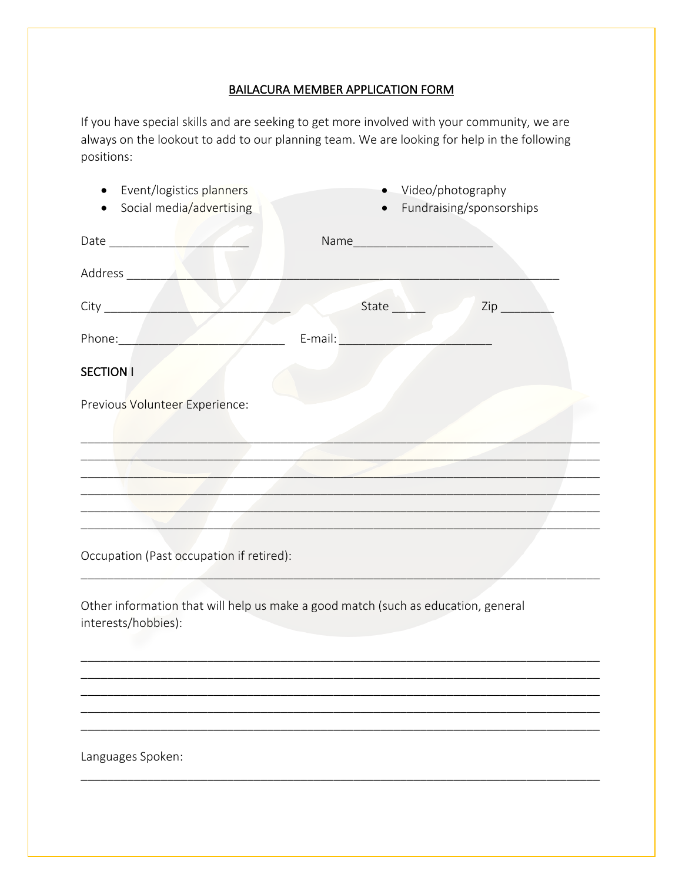# BAILACURA MEMBER APPLICATION FORM

If you have special skills and are seeking to get more involved with your community, we are always on the lookout to add to our planning team. We are looking for help in the following positions:

- Event/logistics planners
- Social media/advertising
- Video/photography
- Fundraising/sponsorships

Date ______________________ Name______________________

Address ____________________________________________________________________

City ____________________________ State _____ Zip ________

Phone:__________________________ E-mail: ________________________

## SECTION I

Previous Volunteer Experience:

__________________________________________________________________________________
__________________________________________________________________________________
__________________________________________________________________________________
__________________________________________________________________________________
__________________________________________________________________________________
__________________________________________________________________________________

Occupation (Past occupation if retired):
__________________________________________________________________________________

Other information that will help us make a good match (such as education, general interests/hobbies):

__________________________________________________________________________________
__________________________________________________________________________________
__________________________________________________________________________________
__________________________________________________________________________________
__________________________________________________________________________________

Languages Spoken:
__________________________________________________________________________________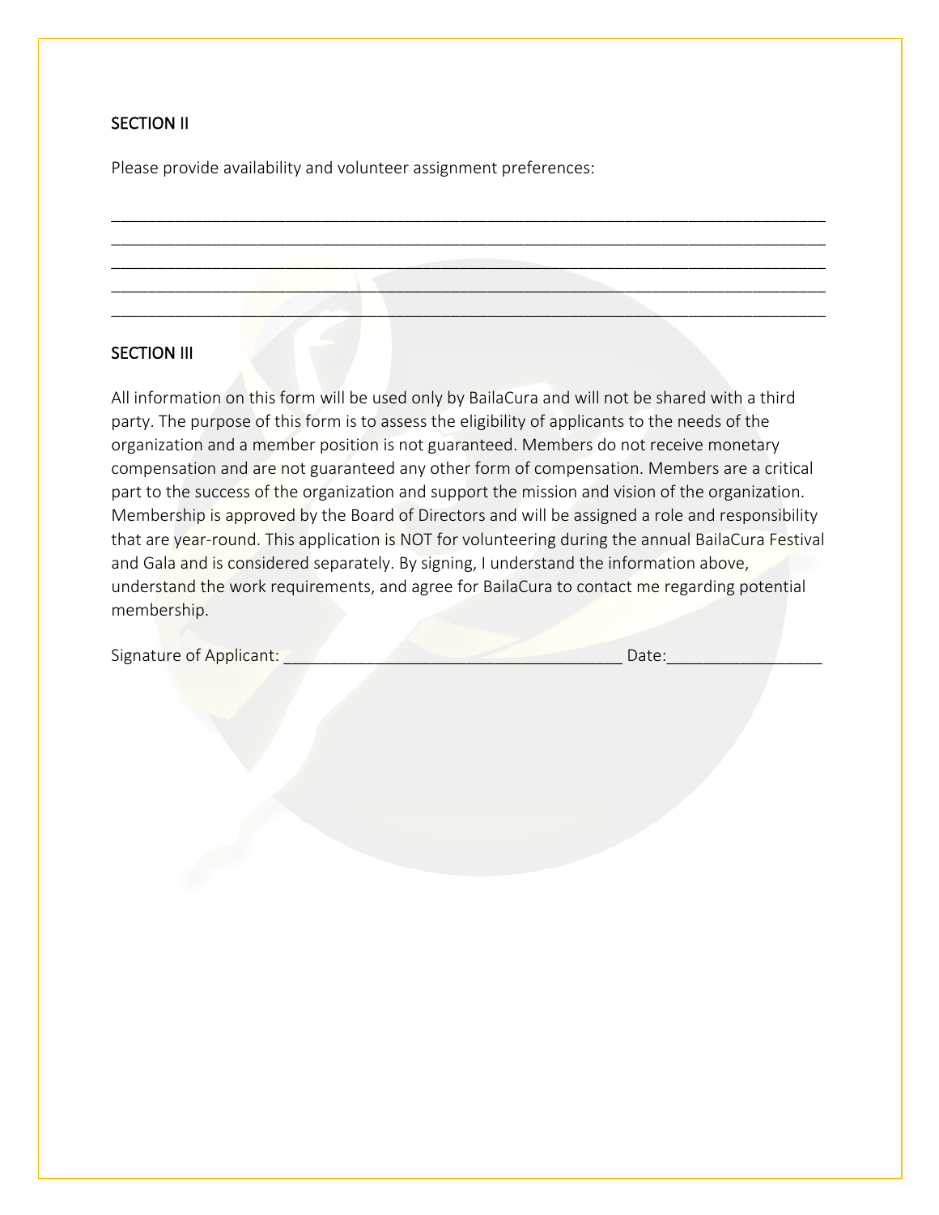## SECTION II

Please provide availability and volunteer assignment preferences:

_____________________________________________________________________________
_____________________________________________________________________________
_____________________________________________________________________________
_____________________________________________________________________________
_____________________________________________________________________________

## SECTION III

All information on this form will be used only by BailaCura and will not be shared with a third party. The purpose of this form is to assess the eligibility of applicants to the needs of the organization and a member position is not guaranteed. Members do not receive monetary compensation and are not guaranteed any other form of compensation. Members are a critical part to the success of the organization and support the mission and vision of the organization. Membership is approved by the Board of Directors and will be assigned a role and responsibility that are year-round. This application is NOT for volunteering during the annual BailaCura Festival and Gala and is considered separately. By signing, I understand the information above, understand the work requirements, and agree for BailaCura to contact me regarding potential membership.

Signature of Applicant: ____________________________________ Date:________________